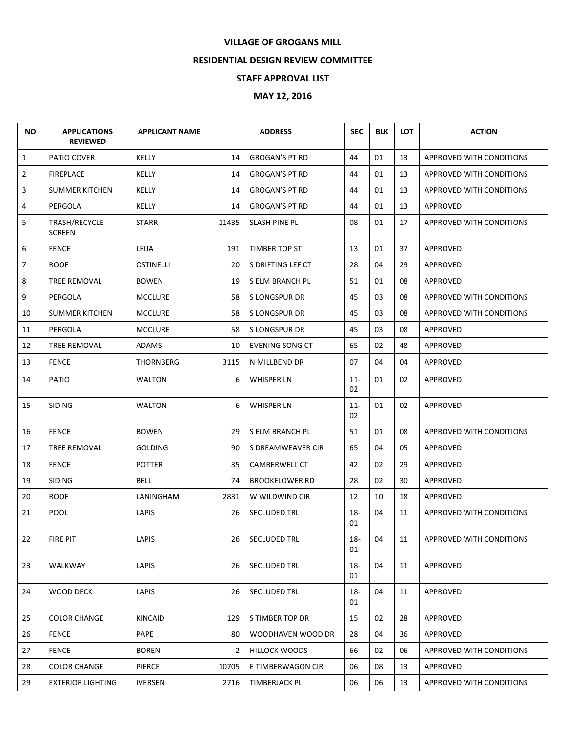**VILLAGE OF GROGANS MILL**

**RESIDENTIAL DESIGN REVIEW COMMITTEE**

**STAFF APPROVAL LIST**

**MAY 12, 2016**

| NO | APPLICATIONS REVIEWED | APPLICANT NAME | ADDRESS | | SEC | BLK | LOT | ACTION |
|---|---|---|---|---|---|---|---|---|
| 1 | PATIO COVER | KELLY | 14 | GROGAN'S PT RD | 44 | 01 | 13 | APPROVED WITH CONDITIONS |
| 2 | FIREPLACE | KELLY | 14 | GROGAN'S PT RD | 44 | 01 | 13 | APPROVED WITH CONDITIONS |
| 3 | SUMMER KITCHEN | KELLY | 14 | GROGAN'S PT RD | 44 | 01 | 13 | APPROVED WITH CONDITIONS |
| 4 | PERGOLA | KELLY | 14 | GROGAN'S PT RD | 44 | 01 | 13 | APPROVED |
| 5 | TRASH/RECYCLE SCREEN | STARR | 11435 | SLASH PINE PL | 08 | 01 | 17 | APPROVED WITH CONDITIONS |
| 6 | FENCE | LEIJA | 191 | TIMBER TOP ST | 13 | 01 | 37 | APPROVED |
| 7 | ROOF | OSTINELLI | 20 | S DRIFTING LEF CT | 28 | 04 | 29 | APPROVED |
| 8 | TREE REMOVAL | BOWEN | 19 | S ELM BRANCH PL | 51 | 01 | 08 | APPROVED |
| 9 | PERGOLA | MCCLURE | 58 | S LONGSPUR DR | 45 | 03 | 08 | APPROVED WITH CONDITIONS |
| 10 | SUMMER KITCHEN | MCCLURE | 58 | S LONGSPUR DR | 45 | 03 | 08 | APPROVED WITH CONDITIONS |
| 11 | PERGOLA | MCCLURE | 58 | S LONGSPUR DR | 45 | 03 | 08 | APPROVED |
| 12 | TREE REMOVAL | ADAMS | 10 | EVENING SONG CT | 65 | 02 | 48 | APPROVED |
| 13 | FENCE | THORNBERG | 3115 | N MILLBEND DR | 07 | 04 | 04 | APPROVED |
| 14 | PATIO | WALTON | 6 | WHISPER LN | 11-02 | 01 | 02 | APPROVED |
| 15 | SIDING | WALTON | 6 | WHISPER LN | 11-02 | 01 | 02 | APPROVED |
| 16 | FENCE | BOWEN | 29 | S ELM BRANCH PL | 51 | 01 | 08 | APPROVED WITH CONDITIONS |
| 17 | TREE REMOVAL | GOLDING | 90 | S DREAMWEAVER CIR | 65 | 04 | 05 | APPROVED |
| 18 | FENCE | POTTER | 35 | CAMBERWELL CT | 42 | 02 | 29 | APPROVED |
| 19 | SIDING | BELL | 74 | BROOKFLOWER RD | 28 | 02 | 30 | APPROVED |
| 20 | ROOF | LANINGHAM | 2831 | W WILDWIND CIR | 12 | 10 | 18 | APPROVED |
| 21 | POOL | LAPIS | 26 | SECLUDED TRL | 18-01 | 04 | 11 | APPROVED WITH CONDITIONS |
| 22 | FIRE PIT | LAPIS | 26 | SECLUDED TRL | 18-01 | 04 | 11 | APPROVED WITH CONDITIONS |
| 23 | WALKWAY | LAPIS | 26 | SECLUDED TRL | 18-01 | 04 | 11 | APPROVED |
| 24 | WOOD DECK | LAPIS | 26 | SECLUDED TRL | 18-01 | 04 | 11 | APPROVED |
| 25 | COLOR CHANGE | KINCAID | 129 | S TIMBER TOP DR | 15 | 02 | 28 | APPROVED |
| 26 | FENCE | PAPE | 80 | WOODHAVEN WOOD DR | 28 | 04 | 36 | APPROVED |
| 27 | FENCE | BOREN | 2 | HILLOCK WOODS | 66 | 02 | 06 | APPROVED WITH CONDITIONS |
| 28 | COLOR CHANGE | PIERCE | 10705 | E TIMBERWAGON CIR | 06 | 08 | 13 | APPROVED |
| 29 | EXTERIOR LIGHTING | IVERSEN | 2716 | TIMBERJACK PL | 06 | 06 | 13 | APPROVED WITH CONDITIONS |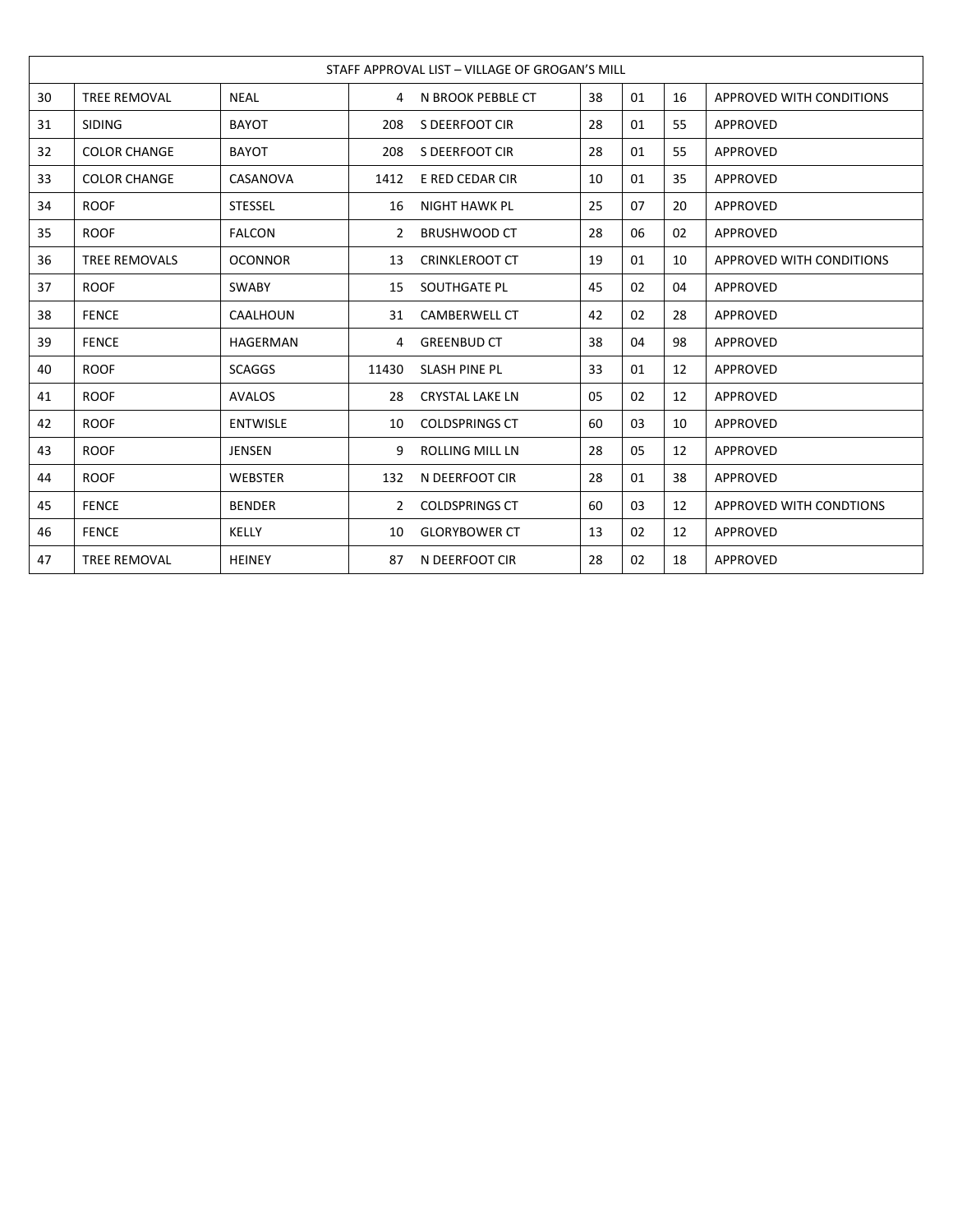| STAFF APPROVAL LIST – VILLAGE OF GROGAN'S MILL | | | | | | | | |
|---|---|---|---|---|---|---|---|---|
| 30 | TREE REMOVAL | NEAL | 4 | N BROOK PEBBLE CT | 38 | 01 | 16 | APPROVED WITH CONDITIONS |
| 31 | SIDING | BAYOT | 208 | S DEERFOOT CIR | 28 | 01 | 55 | APPROVED |
| 32 | COLOR CHANGE | BAYOT | 208 | S DEERFOOT CIR | 28 | 01 | 55 | APPROVED |
| 33 | COLOR CHANGE | CASANOVA | 1412 | E RED CEDAR CIR | 10 | 01 | 35 | APPROVED |
| 34 | ROOF | STESSEL | 16 | NIGHT HAWK PL | 25 | 07 | 20 | APPROVED |
| 35 | ROOF | FALCON | 2 | BRUSHWOOD CT | 28 | 06 | 02 | APPROVED |
| 36 | TREE REMOVALS | OCONNOR | 13 | CRINKLEROOT CT | 19 | 01 | 10 | APPROVED WITH CONDITIONS |
| 37 | ROOF | SWABY | 15 | SOUTHGATE PL | 45 | 02 | 04 | APPROVED |
| 38 | FENCE | CAALHOUN | 31 | CAMBERWELL CT | 42 | 02 | 28 | APPROVED |
| 39 | FENCE | HAGERMAN | 4 | GREENBUD CT | 38 | 04 | 98 | APPROVED |
| 40 | ROOF | SCAGGS | 11430 | SLASH PINE PL | 33 | 01 | 12 | APPROVED |
| 41 | ROOF | AVALOS | 28 | CRYSTAL LAKE LN | 05 | 02 | 12 | APPROVED |
| 42 | ROOF | ENTWISLE | 10 | COLDSPRINGS CT | 60 | 03 | 10 | APPROVED |
| 43 | ROOF | JENSEN | 9 | ROLLING MILL LN | 28 | 05 | 12 | APPROVED |
| 44 | ROOF | WEBSTER | 132 | N DEERFOOT CIR | 28 | 01 | 38 | APPROVED |
| 45 | FENCE | BENDER | 2 | COLDSPRINGS CT | 60 | 03 | 12 | APPROVED WITH CONDTIONS |
| 46 | FENCE | KELLY | 10 | GLORYBOWER CT | 13 | 02 | 12 | APPROVED |
| 47 | TREE REMOVAL | HEINEY | 87 | N DEERFOOT CIR | 28 | 02 | 18 | APPROVED |